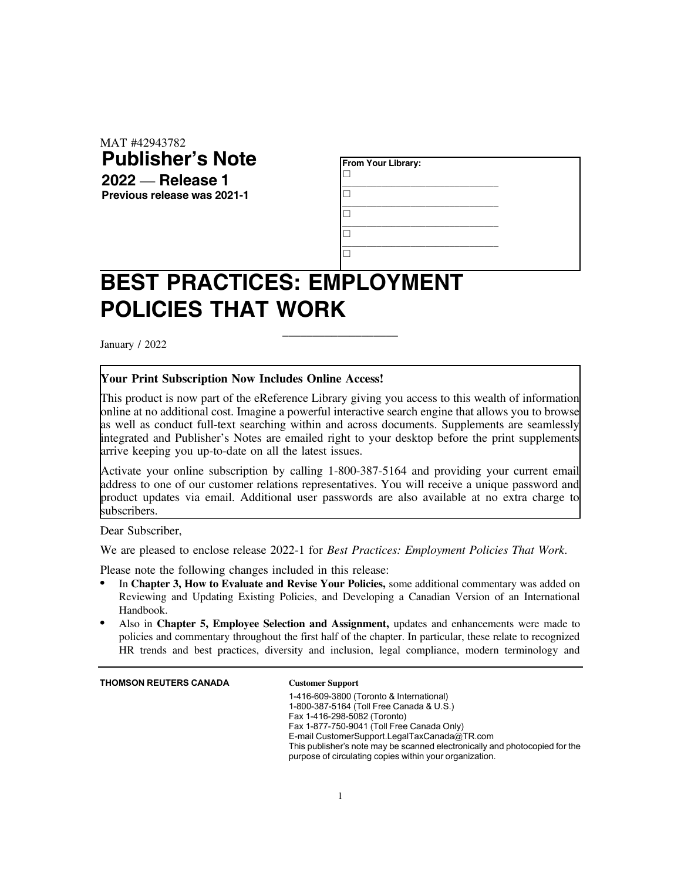MAT #42943782

# Publisher's Note

**2022 — Release 1**

**Previous release was 2021-1**

**From Your Library:**

☐ ______________________________

☐ ______________________________

☐ ______________________________

☐ ______________________________

☐

# BEST PRACTICES: EMPLOYMENT POLICIES THAT WORK

January / 2022

**Your Print Subscription Now Includes Online Access!**

This product is now part of the eReference Library giving you access to this wealth of information online at no additional cost. Imagine a powerful interactive search engine that allows you to browse as well as conduct full-text searching within and across documents. Supplements are seamlessly integrated and Publisher's Notes are emailed right to your desktop before the print supplements arrive keeping you up-to-date on all the latest issues.

Activate your online subscription by calling 1-800-387-5164 and providing your current email address to one of our customer relations representatives. You will receive a unique password and product updates via email. Additional user passwords are also available at no extra charge to subscribers.

Dear Subscriber,

We are pleased to enclose release 2022-1 for *Best Practices: Employment Policies That Work*.

Please note the following changes included in this release:

- In **Chapter 3, How to Evaluate and Revise Your Policies,** some additional commentary was added on Reviewing and Updating Existing Policies, and Developing a Canadian Version of an International Handbook.
- Also in **Chapter 5, Employee Selection and Assignment,** updates and enhancements were made to policies and commentary throughout the first half of the chapter. In particular, these relate to recognized HR trends and best practices, diversity and inclusion, legal compliance, modern terminology and

**THOMSON REUTERS CANADA**

**Customer Support**

1-416-609-3800 (Toronto & International)
1-800-387-5164 (Toll Free Canada & U.S.)
Fax 1-416-298-5082 (Toronto)
Fax 1-877-750-9041 (Toll Free Canada Only)
E-mail CustomerSupport.LegalTaxCanada@TR.com
This publisher's note may be scanned electronically and photocopied for the purpose of circulating copies within your organization.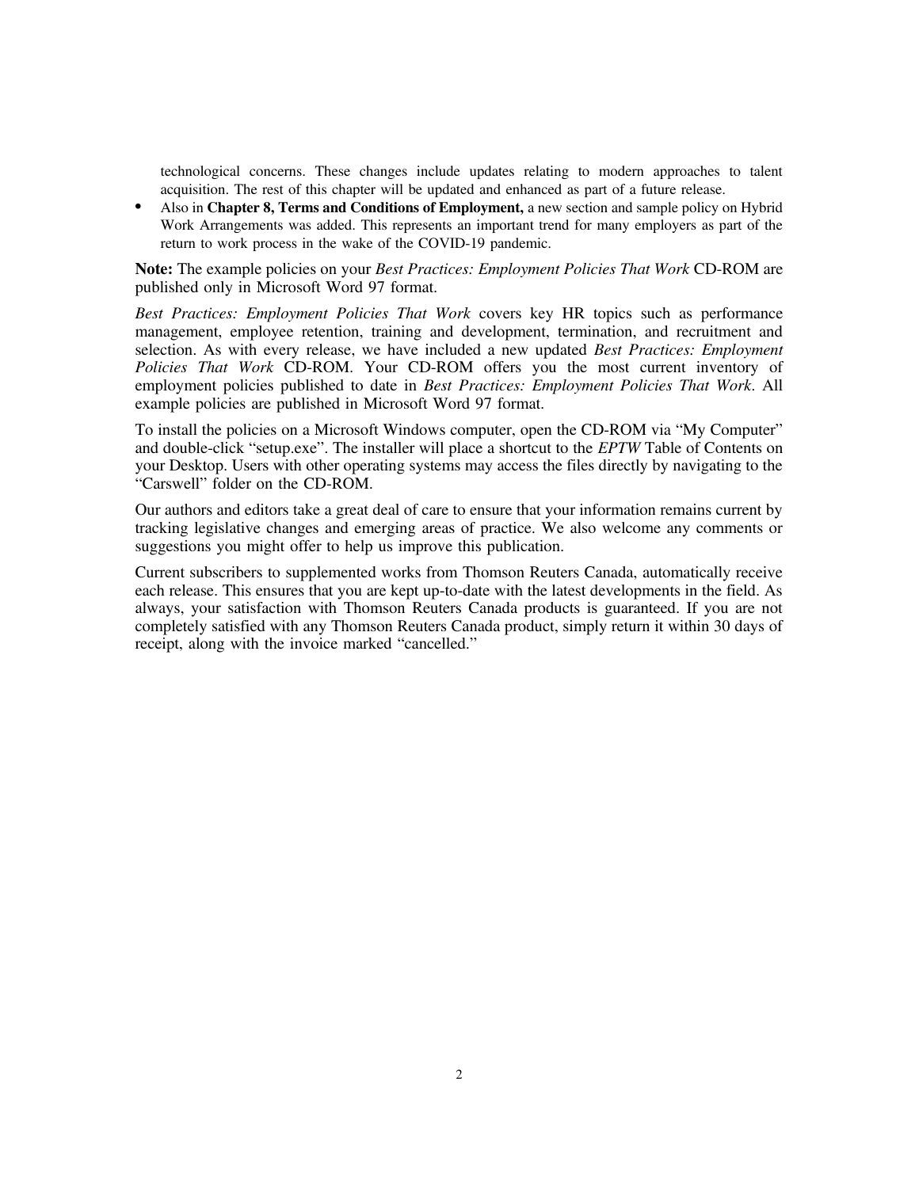technological concerns. These changes include updates relating to modern approaches to talent acquisition. The rest of this chapter will be updated and enhanced as part of a future release.

- Also in **Chapter 8, Terms and Conditions of Employment,** a new section and sample policy on Hybrid Work Arrangements was added. This represents an important trend for many employers as part of the return to work process in the wake of the COVID-19 pandemic.

**Note:** The example policies on your *Best Practices: Employment Policies That Work* CD-ROM are published only in Microsoft Word 97 format.

*Best Practices: Employment Policies That Work* covers key HR topics such as performance management, employee retention, training and development, termination, and recruitment and selection. As with every release, we have included a new updated *Best Practices: Employment Policies That Work* CD-ROM. Your CD-ROM offers you the most current inventory of employment policies published to date in *Best Practices: Employment Policies That Work*. All example policies are published in Microsoft Word 97 format.

To install the policies on a Microsoft Windows computer, open the CD-ROM via "My Computer" and double-click "setup.exe". The installer will place a shortcut to the *EPTW* Table of Contents on your Desktop. Users with other operating systems may access the files directly by navigating to the "Carswell" folder on the CD-ROM.

Our authors and editors take a great deal of care to ensure that your information remains current by tracking legislative changes and emerging areas of practice. We also welcome any comments or suggestions you might offer to help us improve this publication.

Current subscribers to supplemented works from Thomson Reuters Canada, automatically receive each release. This ensures that you are kept up-to-date with the latest developments in the field. As always, your satisfaction with Thomson Reuters Canada products is guaranteed. If you are not completely satisfied with any Thomson Reuters Canada product, simply return it within 30 days of receipt, along with the invoice marked "cancelled."